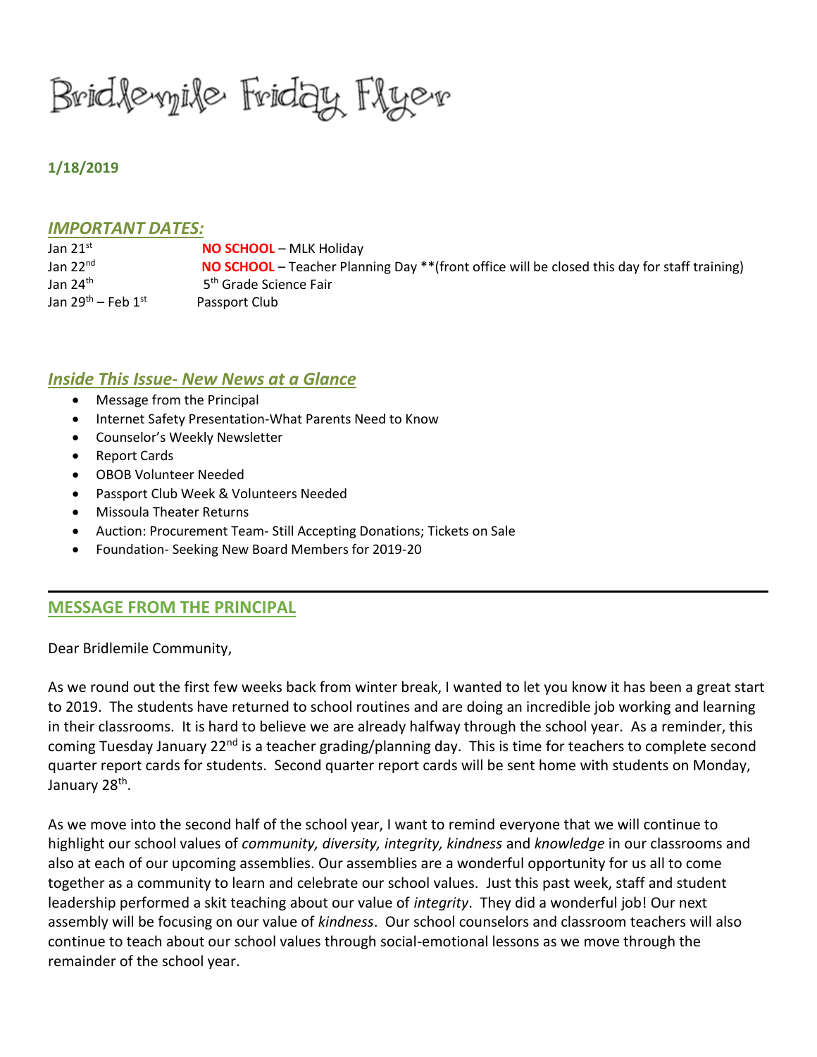# Bridlemile Friday Flyer

**1/18/2019**

## *IMPORTANT DATES:*

| | |
|---|---|
| Jan 21st | **NO SCHOOL** – MLK Holiday |
| Jan 22nd | **NO SCHOOL** – Teacher Planning Day **(front office will be closed this day for staff training) |
| Jan 24th | 5th Grade Science Fair |
| Jan 29th – Feb 1st | Passport Club |

## *Inside This Issue- New News at a Glance*

- Message from the Principal
- Internet Safety Presentation-What Parents Need to Know
- Counselor's Weekly Newsletter
- Report Cards
- OBOB Volunteer Needed
- Passport Club Week & Volunteers Needed
- Missoula Theater Returns
- Auction: Procurement Team- Still Accepting Donations; Tickets on Sale
- Foundation- Seeking New Board Members for 2019-20

---

## MESSAGE FROM THE PRINCIPAL

Dear Bridlemile Community,

As we round out the first few weeks back from winter break, I wanted to let you know it has been a great start to 2019. The students have returned to school routines and are doing an incredible job working and learning in their classrooms. It is hard to believe we are already halfway through the school year. As a reminder, this coming Tuesday January 22nd is a teacher grading/planning day. This is time for teachers to complete second quarter report cards for students. Second quarter report cards will be sent home with students on Monday, January 28th.

As we move into the second half of the school year, I want to remind everyone that we will continue to highlight our school values of *community, diversity, integrity, kindness* and *knowledge* in our classrooms and also at each of our upcoming assemblies. Our assemblies are a wonderful opportunity for us all to come together as a community to learn and celebrate our school values. Just this past week, staff and student leadership performed a skit teaching about our value of *integrity*. They did a wonderful job! Our next assembly will be focusing on our value of *kindness*. Our school counselors and classroom teachers will also continue to teach about our school values through social-emotional lessons as we move through the remainder of the school year.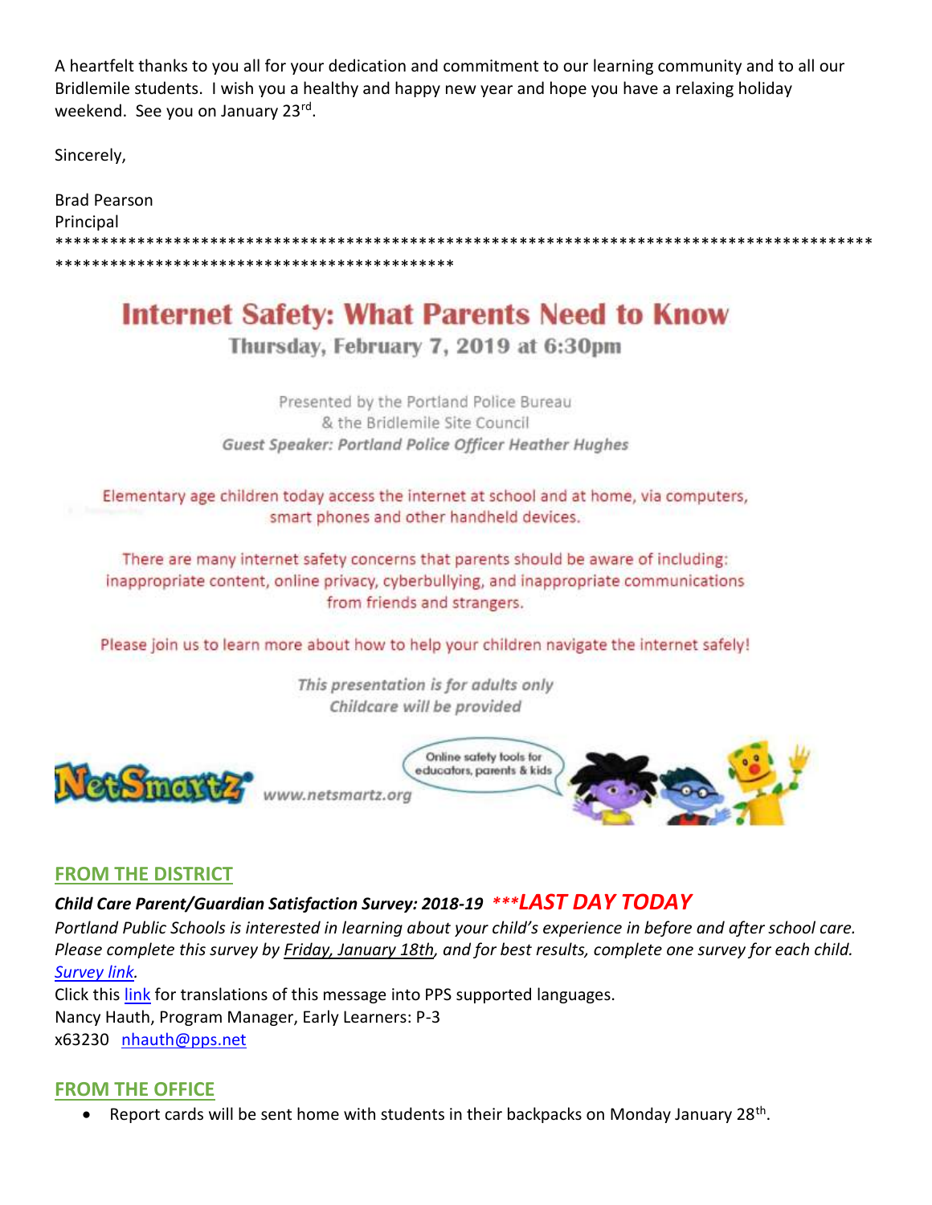A heartfelt thanks to you all for your dedication and commitment to our learning community and to all our Bridlemile students. I wish you a healthy and happy new year and hope you have a relaxing holiday weekend. See you on January 23rd.

Sincerely,

Brad Pearson
Principal

****************************************************************************************************************************************

## Internet Safety: What Parents Need to Know

**Thursday, February 7, 2019 at 6:30pm**

Presented by the Portland Police Bureau
& the Bridlemile Site Council
***Guest Speaker: Portland Police Officer Heather Hughes***

Elementary age children today access the internet at school and at home, via computers, smart phones and other handheld devices.

There are many internet safety concerns that parents should be aware of including: inappropriate content, online privacy, cyberbullying, and inappropriate communications from friends and strangers.

Please join us to learn more about how to help your children navigate the internet safely!

*This presentation is for adults only*
*Childcare will be provided*

NetSmartz www.netsmartz.org Online safety tools for educators, parents & kids

## FROM THE DISTRICT

***Child Care Parent/Guardian Satisfaction Survey: 2018-19 ***LAST DAY TODAY***

*Portland Public Schools is interested in learning about your child's experience in before and after school care. Please complete this survey by Friday, January 18th, and for best results, complete one survey for each child. Survey link.*

Click this link for translations of this message into PPS supported languages.
Nancy Hauth, Program Manager, Early Learners: P-3
x63230 nhauth@pps.net

## FROM THE OFFICE

- Report cards will be sent home with students in their backpacks on Monday January 28th.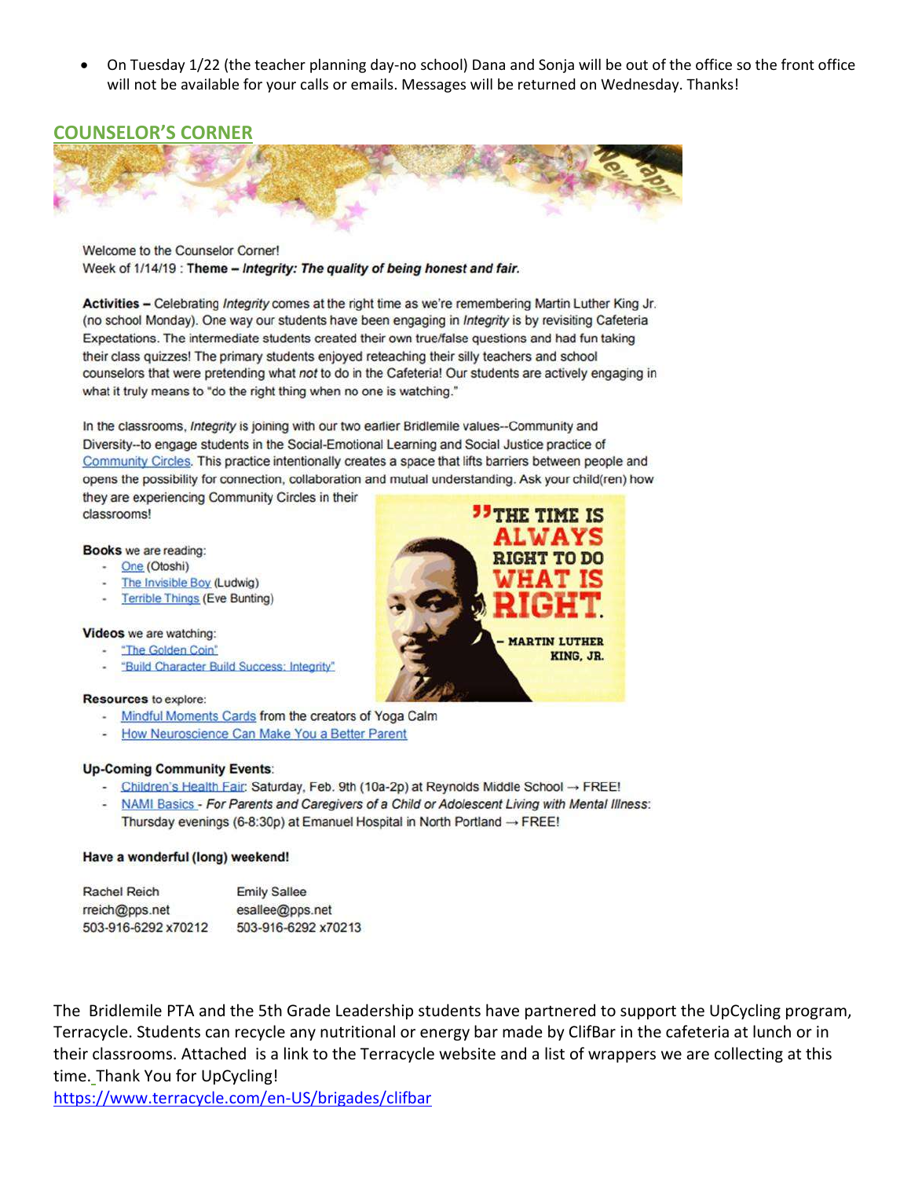- On Tuesday 1/22 (the teacher planning day-no school) Dana and Sonja will be out of the office so the front office will not be available for your calls or emails. Messages will be returned on Wednesday. Thanks!

## COUNSELOR'S CORNER

Welcome to the Counselor Corner!
Week of 1/14/19 : **Theme –** ***Integrity: The quality of being honest and fair.***

**Activities –** Celebrating *Integrity* comes at the right time as we're remembering Martin Luther King Jr. (no school Monday). One way our students have been engaging in *Integrity* is by revisiting Cafeteria Expectations. The intermediate students created their own true/false questions and had fun taking their class quizzes! The primary students enjoyed reteaching their silly teachers and school counselors that were pretending what *not* to do in the Cafeteria! Our students are actively engaging in what it truly means to "do the right thing when no one is watching."

In the classrooms, *Integrity* is joining with our two earlier Bridlemile values--Community and Diversity--to engage students in the Social-Emotional Learning and Social Justice practice of Community Circles. This practice intentionally creates a space that lifts barriers between people and opens the possibility for connection, collaboration and mutual understanding. Ask your child(ren) how they are experiencing Community Circles in their classrooms!

"THE TIME IS ALWAYS RIGHT TO DO WHAT IS RIGHT." – MARTIN LUTHER KING, JR.

**Books** we are reading:

- One (Otoshi)
- The Invisible Boy (Ludwig)
- Terrible Things (Eve Bunting)

**Videos** we are watching:

- "The Golden Coin"
- "Build Character Build Success: Integrity"

**Resources** to explore:

- Mindful Moments Cards from the creators of Yoga Calm
- How Neuroscience Can Make You a Better Parent

**Up-Coming Community Events**:

- Children's Health Fair: Saturday, Feb. 9th (10a-2p) at Reynolds Middle School → FREE!
- NAMI Basics - *For Parents and Caregivers of a Child or Adolescent Living with Mental Illness*: Thursday evenings (6-8:30p) at Emanuel Hospital in North Portland → FREE!

**Have a wonderful (long) weekend!**

Rachel Reich
rreich@pps.net
503-916-6292 x70212

Emily Sallee
esallee@pps.net
503-916-6292 x70213

The Bridlemile PTA and the 5th Grade Leadership students have partnered to support the UpCycling program, Terracycle. Students can recycle any nutritional or energy bar made by ClifBar in the cafeteria at lunch or in their classrooms. Attached is a link to the Terracycle website and a list of wrappers we are collecting at this time. Thank You for UpCycling!
https://www.terracycle.com/en-US/brigades/clifbar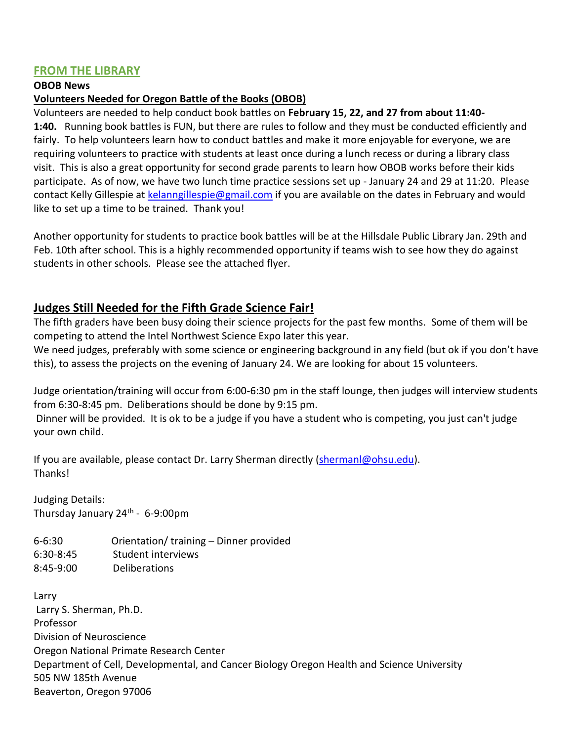## FROM THE LIBRARY

**OBOB News**

**Volunteers Needed for Oregon Battle of the Books (OBOB)**

Volunteers are needed to help conduct book battles on **February 15, 22, and 27 from about 11:40-1:40.** Running book battles is FUN, but there are rules to follow and they must be conducted efficiently and fairly. To help volunteers learn how to conduct battles and make it more enjoyable for everyone, we are requiring volunteers to practice with students at least once during a lunch recess or during a library class visit. This is also a great opportunity for second grade parents to learn how OBOB works before their kids participate. As of now, we have two lunch time practice sessions set up - January 24 and 29 at 11:20. Please contact Kelly Gillespie at kelanngillespie@gmail.com if you are available on the dates in February and would like to set up a time to be trained. Thank you!

Another opportunity for students to practice book battles will be at the Hillsdale Public Library Jan. 29th and Feb. 10th after school. This is a highly recommended opportunity if teams wish to see how they do against students in other schools. Please see the attached flyer.

## Judges Still Needed for the Fifth Grade Science Fair!

The fifth graders have been busy doing their science projects for the past few months. Some of them will be competing to attend the Intel Northwest Science Expo later this year.

We need judges, preferably with some science or engineering background in any field (but ok if you don't have this), to assess the projects on the evening of January 24. We are looking for about 15 volunteers.

Judge orientation/training will occur from 6:00-6:30 pm in the staff lounge, then judges will interview students from 6:30-8:45 pm. Deliberations should be done by 9:15 pm.

Dinner will be provided. It is ok to be a judge if you have a student who is competing, you just can't judge your own child.

If you are available, please contact Dr. Larry Sherman directly (shermanl@ohsu.edu).
Thanks!

Judging Details:
Thursday January 24th - 6-9:00pm

| | |
|---|---|
| 6-6:30 | Orientation/ training – Dinner provided |
| 6:30-8:45 | Student interviews |
| 8:45-9:00 | Deliberations |

Larry
Larry S. Sherman, Ph.D.
Professor
Division of Neuroscience
Oregon National Primate Research Center
Department of Cell, Developmental, and Cancer Biology Oregon Health and Science University
505 NW 185th Avenue
Beaverton, Oregon 97006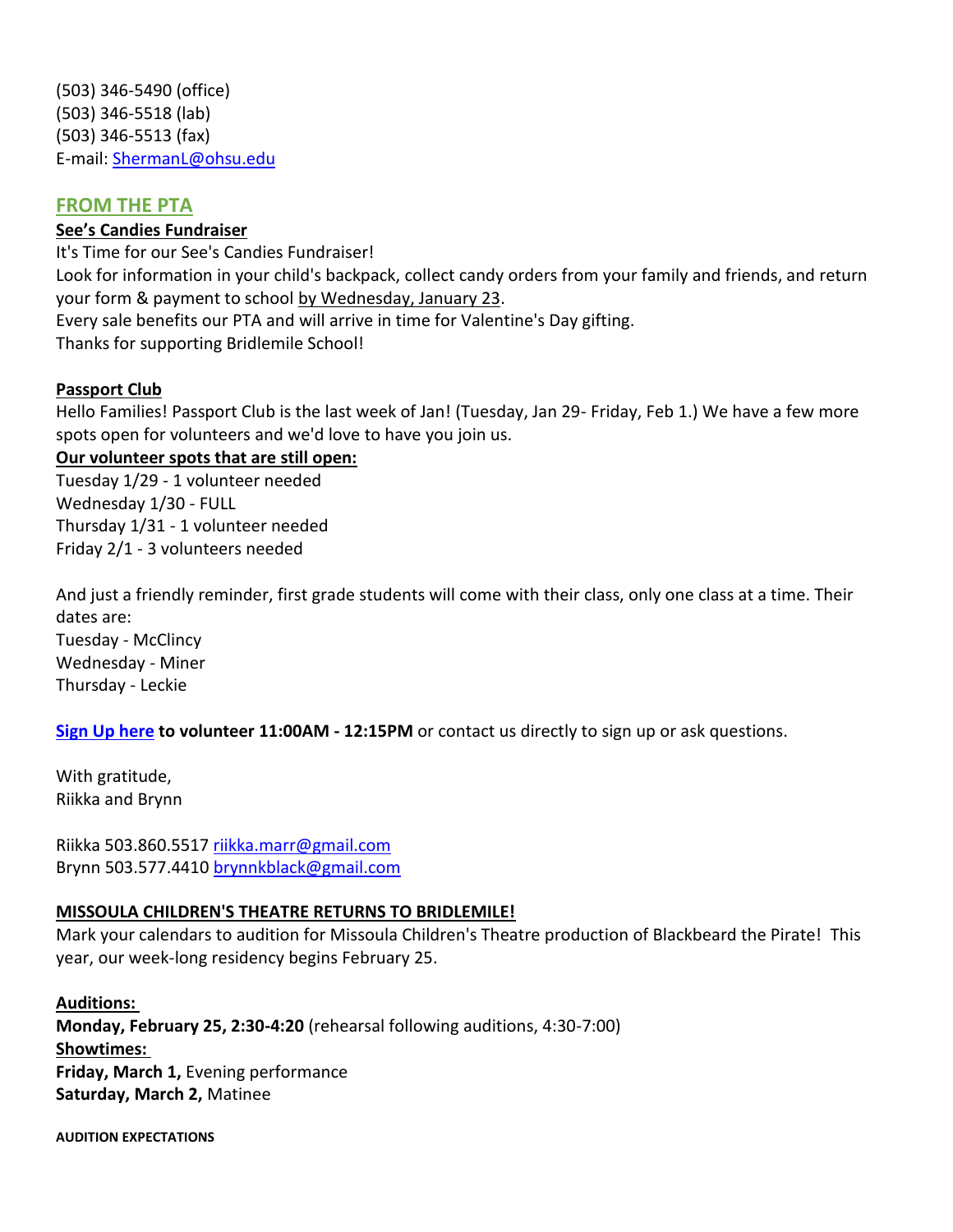(503) 346-5490 (office)
(503) 346-5518 (lab)
(503) 346-5513 (fax)
E-mail: ShermanL@ohsu.edu

## FROM THE PTA

**See's Candies Fundraiser**

It's Time for our See's Candies Fundraiser!
Look for information in your child's backpack, collect candy orders from your family and friends, and return your form & payment to school by Wednesday, January 23.
Every sale benefits our PTA and will arrive in time for Valentine's Day gifting.
Thanks for supporting Bridlemile School!

**Passport Club**

Hello Families! Passport Club is the last week of Jan! (Tuesday, Jan 29- Friday, Feb 1.) We have a few more spots open for volunteers and we'd love to have you join us.

**Our volunteer spots that are still open:**

Tuesday 1/29 - 1 volunteer needed
Wednesday 1/30 - FULL
Thursday 1/31 - 1 volunteer needed
Friday 2/1 - 3 volunteers needed

And just a friendly reminder, first grade students will come with their class, only one class at a time. Their dates are:
Tuesday - McClincy
Wednesday - Miner
Thursday - Leckie

**Sign Up here to volunteer 11:00AM - 12:15PM** or contact us directly to sign up or ask questions.

With gratitude,
Riikka and Brynn

Riikka 503.860.5517 riikka.marr@gmail.com
Brynn 503.577.4410 brynnkblack@gmail.com

**MISSOULA CHILDREN'S THEATRE RETURNS TO BRIDLEMILE!**

Mark your calendars to audition for Missoula Children's Theatre production of Blackbeard the Pirate! This year, our week-long residency begins February 25.

**Auditions:**
**Monday, February 25, 2:30-4:20** (rehearsal following auditions, 4:30-7:00)
**Showtimes:**
**Friday, March 1,** Evening performance
**Saturday, March 2,** Matinee

**AUDITION EXPECTATIONS**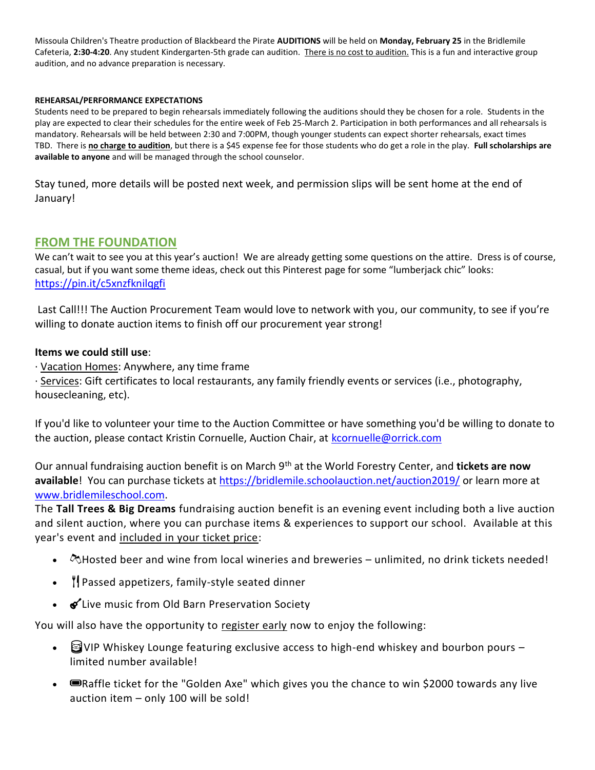Missoula Children's Theatre production of Blackbeard the Pirate **AUDITIONS** will be held on **Monday, February 25** in the Bridlemile Cafeteria, **2:30-4:20**. Any student Kindergarten-5th grade can audition. There is no cost to audition. This is a fun and interactive group audition, and no advance preparation is necessary.

**REHEARSAL/PERFORMANCE EXPECTATIONS**

Students need to be prepared to begin rehearsals immediately following the auditions should they be chosen for a role. Students in the play are expected to clear their schedules for the entire week of Feb 25-March 2. Participation in both performances and all rehearsals is mandatory. Rehearsals will be held between 2:30 and 7:00PM, though younger students can expect shorter rehearsals, exact times TBD. There is **no charge to audition**, but there is a $45 expense fee for those students who do get a role in the play. **Full scholarships are available to anyone** and will be managed through the school counselor.

Stay tuned, more details will be posted next week, and permission slips will be sent home at the end of January!

## FROM THE FOUNDATION

We can't wait to see you at this year's auction! We are already getting some questions on the attire. Dress is of course, casual, but if you want some theme ideas, check out this Pinterest page for some "lumberjack chic" looks: https://pin.it/c5xnzfknilqgfi

Last Call!!! The Auction Procurement Team would love to network with you, our community, to see if you're willing to donate auction items to finish off our procurement year strong!

**Items we could still use**:

· Vacation Homes: Anywhere, any time frame

· Services: Gift certificates to local restaurants, any family friendly events or services (i.e., photography, housecleaning, etc).

If you'd like to volunteer your time to the Auction Committee or have something you'd be willing to donate to the auction, please contact Kristin Cornuelle, Auction Chair, at kcornuelle@orrick.com

Our annual fundraising auction benefit is on March 9th at the World Forestry Center, and **tickets are now available**! You can purchase tickets at https://bridlemile.schoolauction.net/auction2019/ or learn more at www.bridlemileschool.com.

The **Tall Trees & Big Dreams** fundraising auction benefit is an evening event including both a live auction and silent auction, where you can purchase items & experiences to support our school. Available at this year's event and included in your ticket price:

- 🥂Hosted beer and wine from local wineries and breweries – unlimited, no drink tickets needed!
- 🍴Passed appetizers, family-style seated dinner
- 🎸Live music from Old Barn Preservation Society

You will also have the opportunity to register early now to enjoy the following:

- 🥃VIP Whiskey Lounge featuring exclusive access to high-end whiskey and bourbon pours – limited number available!
- 🎟Raffle ticket for the "Golden Axe" which gives you the chance to win $2000 towards any live auction item – only 100 will be sold!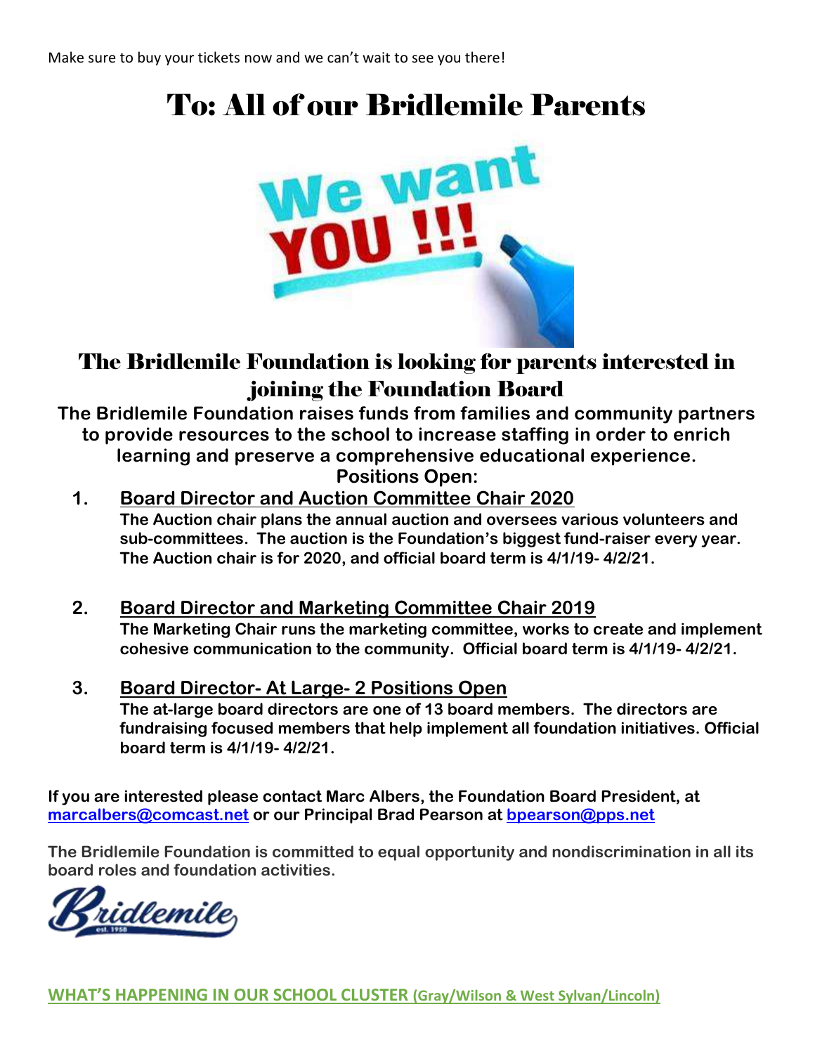Make sure to buy your tickets now and we can't wait to see you there!

# To: All of our Bridlemile Parents

## The Bridlemile Foundation is looking for parents interested in joining the Foundation Board

**The Bridlemile Foundation raises funds from families and community partners to provide resources to the school to increase staffing in order to enrich learning and preserve a comprehensive educational experience.**

**Positions Open:**

1. **Board Director and Auction Committee Chair 2020**
   **The Auction chair plans the annual auction and oversees various volunteers and sub-committees. The auction is the Foundation's biggest fund-raiser every year. The Auction chair is for 2020, and official board term is 4/1/19- 4/2/21.**

2. **Board Director and Marketing Committee Chair 2019**
   **The Marketing Chair runs the marketing committee, works to create and implement cohesive communication to the community. Official board term is 4/1/19- 4/2/21.**

3. **Board Director- At Large- 2 Positions Open**
   **The at-large board directors are one of 13 board members. The directors are fundraising focused members that help implement all foundation initiatives. Official board term is 4/1/19- 4/2/21.**

**If you are interested please contact Marc Albers, the Foundation Board President, at marcalbers@comcast.net or our Principal Brad Pearson at bpearson@pps.net**

**The Bridlemile Foundation is committed to equal opportunity and nondiscrimination in all its board roles and foundation activities.**

Bridlemile est. 1958

## WHAT'S HAPPENING IN OUR SCHOOL CLUSTER (Gray/Wilson & West Sylvan/Lincoln)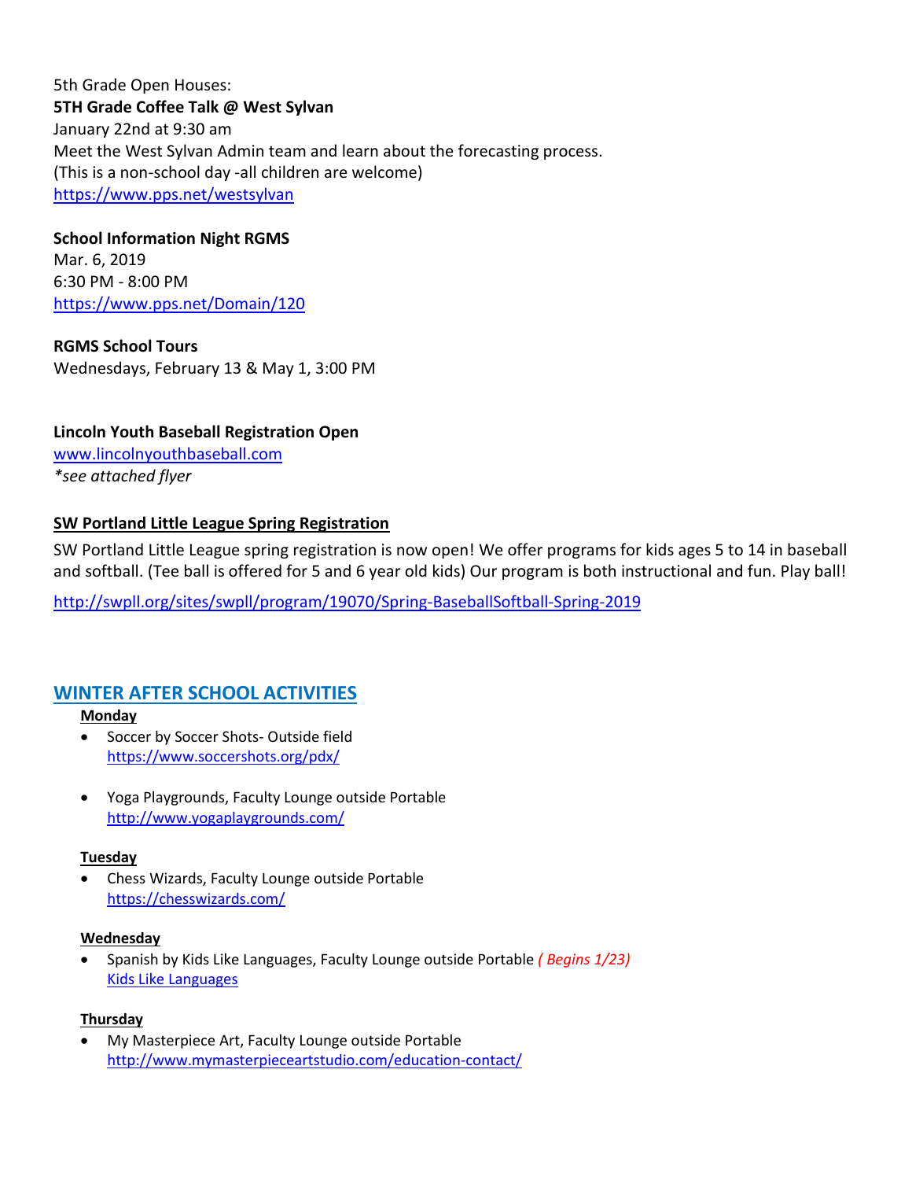5th Grade Open Houses:

**5TH Grade Coffee Talk @ West Sylvan**

January 22nd at 9:30 am

Meet the West Sylvan Admin team and learn about the forecasting process.

(This is a non-school day -all children are welcome)

https://www.pps.net/westsylvan

**School Information Night RGMS**

Mar. 6, 2019

6:30 PM - 8:00 PM

https://www.pps.net/Domain/120

**RGMS School Tours**

Wednesdays, February 13 & May 1, 3:00 PM

**Lincoln Youth Baseball Registration Open**

www.lincolnyouthbaseball.com

*\*see attached flyer*

**SW Portland Little League Spring Registration**

SW Portland Little League spring registration is now open! We offer programs for kids ages 5 to 14 in baseball and softball. (Tee ball is offered for 5 and 6 year old kids) Our program is both instructional and fun. Play ball!

http://swpll.org/sites/swpll/program/19070/Spring-BaseballSoftball-Spring-2019

## WINTER AFTER SCHOOL ACTIVITIES

**Monday**

- Soccer by Soccer Shots- Outside field
  https://www.soccershots.org/pdx/
- Yoga Playgrounds, Faculty Lounge outside Portable
  http://www.yogaplaygrounds.com/

**Tuesday**

- Chess Wizards, Faculty Lounge outside Portable
  https://chesswizards.com/

**Wednesday**

- Spanish by Kids Like Languages, Faculty Lounge outside Portable *( Begins 1/23)*
  Kids Like Languages

**Thursday**

- My Masterpiece Art, Faculty Lounge outside Portable
  http://www.mymasterpieceartstudio.com/education-contact/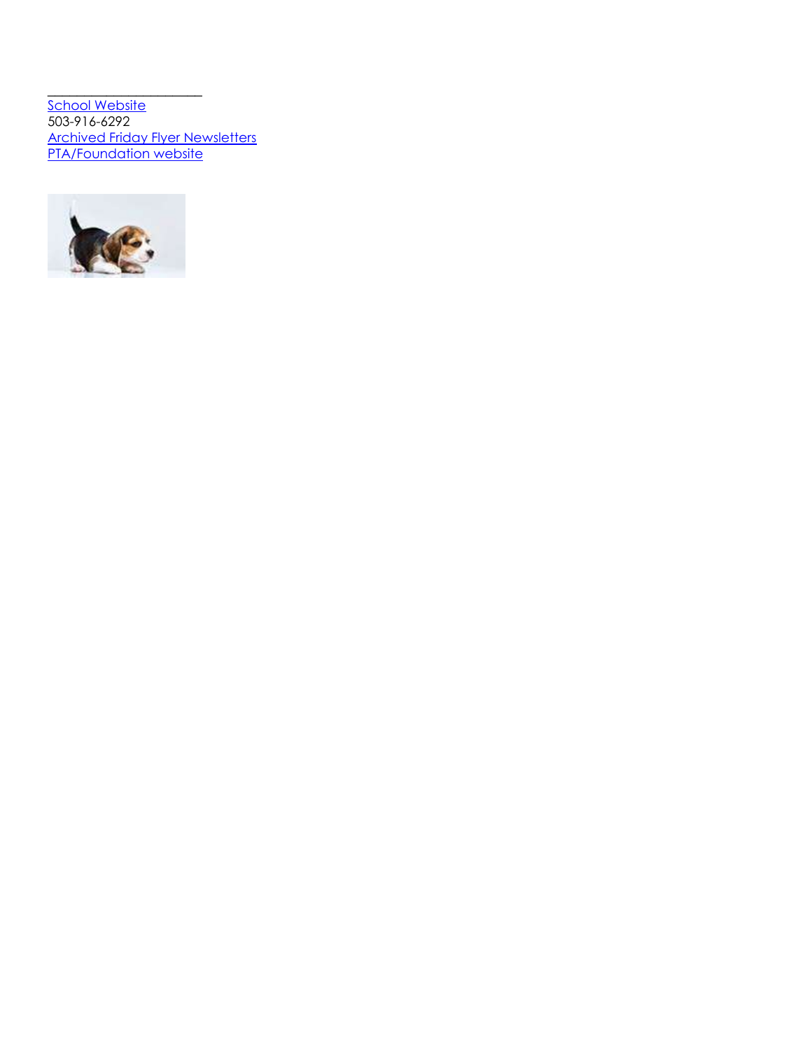______________________

[School Website]
503-916-6292
[Archived Friday Flyer Newsletters]
[PTA/Foundation website]